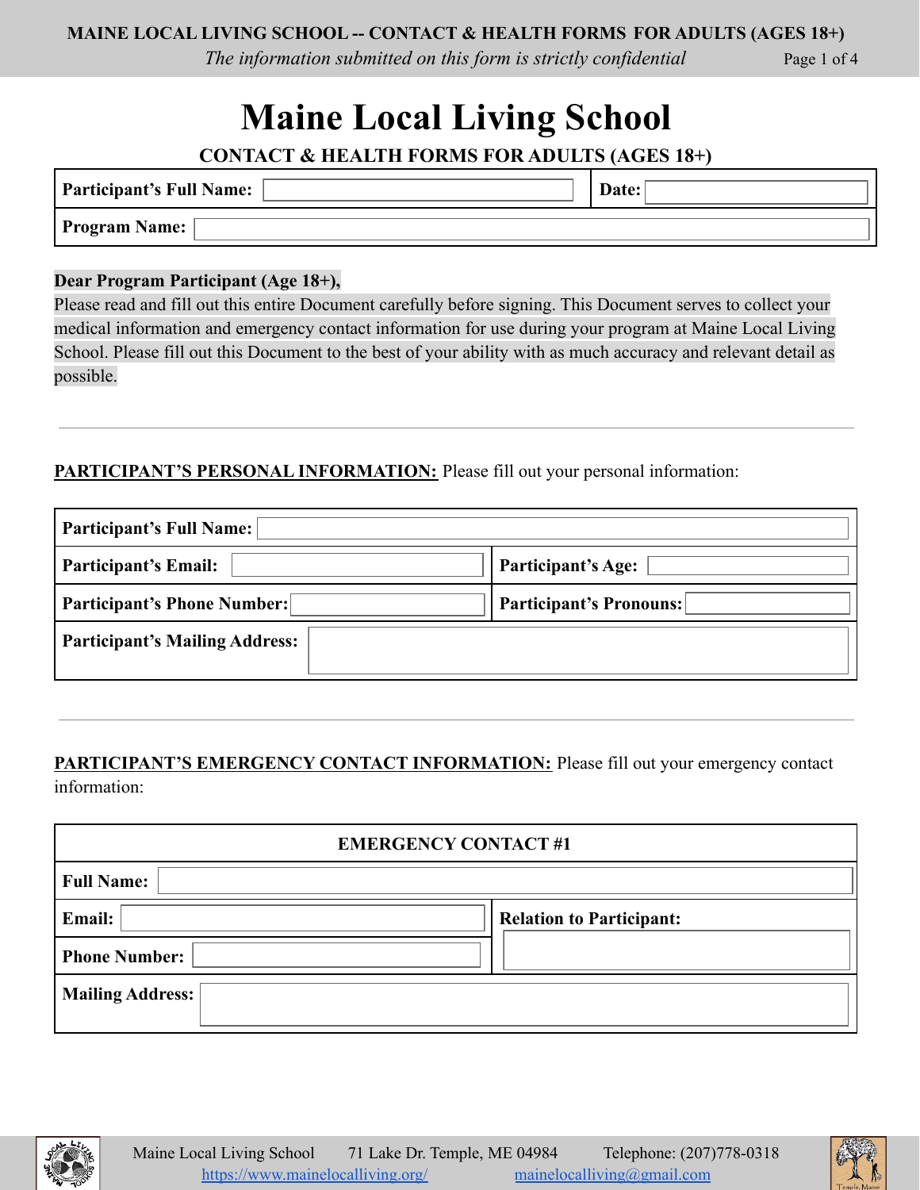# Maine Local Living School

### CONTACT & HEALTH FORMS FOR ADULTS (AGES 18+)

| Participant's Full Name: | Date: |
|---|---|
| **Program Name:** | |

**Dear Program Participant (Age 18+),**
Please read and fill out this entire Document carefully before signing. This Document serves to collect your medical information and emergency contact information for use during your program at Maine Local Living School. Please fill out this Document to the best of your ability with as much accuracy and relevant detail as possible.

---

**PARTICIPANT'S PERSONAL INFORMATION:** Please fill out your personal information:

| Participant's Full Name: | |
|---|---|
| **Participant's Email:** | **Participant's Age:** |
| **Participant's Phone Number:** | **Participant's Pronouns:** |
| **Participant's Mailing Address:** | |

---

**PARTICIPANT'S EMERGENCY CONTACT INFORMATION:** Please fill out your emergency contact information:

| EMERGENCY CONTACT #1 | |
|---|---|
| **Full Name:** | |
| **Email:** | **Relation to Participant:** |
| **Phone Number:** | |
| **Mailing Address:** | |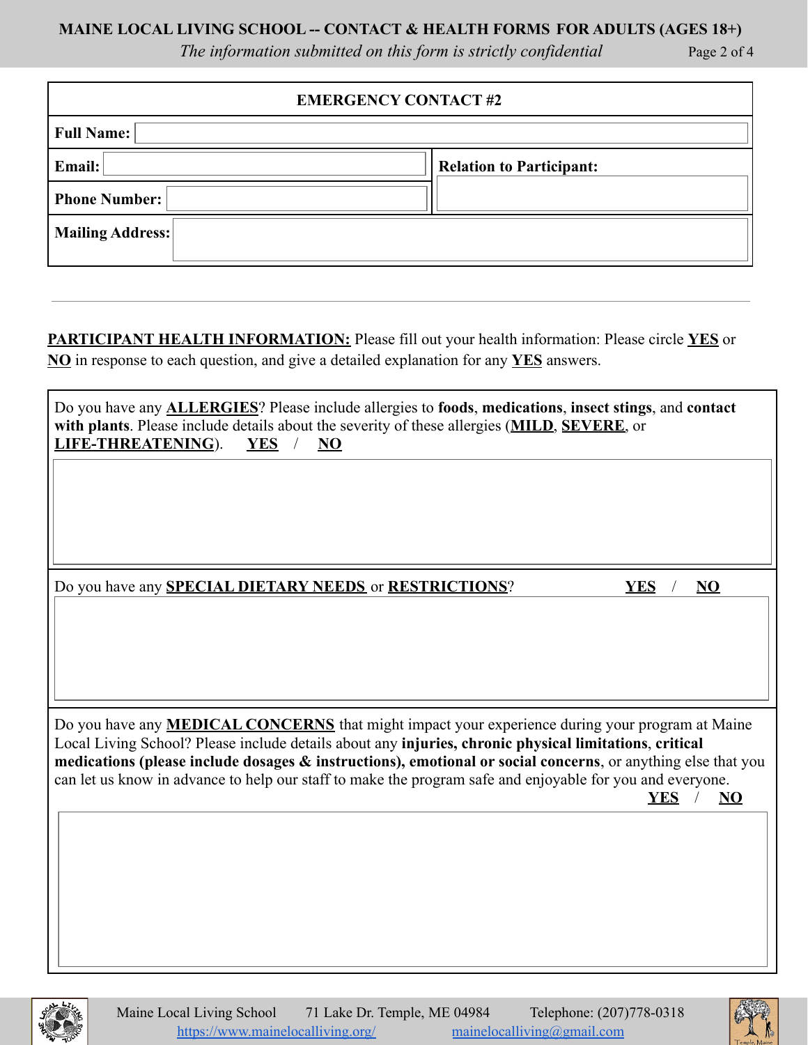| EMERGENCY CONTACT #2 | |
|---|---|
| **Full Name:** | |
| **Email:** | **Relation to Participant:** |
| **Phone Number:** | |
| **Mailing Address:** | |

---

**PARTICIPANT HEALTH INFORMATION:** Please fill out your health information: Please circle **YES** or **NO** in response to each question, and give a detailed explanation for any **YES** answers.

Do you have any **ALLERGIES**? Please include allergies to **foods**, **medications**, **insect stings**, and **contact with plants**. Please include details about the severity of these allergies (**MILD**, **SEVERE**, or **LIFE-THREATENING**). **YES** / **NO**

Do you have any **SPECIAL DIETARY NEEDS** or **RESTRICTIONS**? **YES** / **NO**

Do you have any **MEDICAL CONCERNS** that might impact your experience during your program at Maine Local Living School? Please include details about any **injuries, chronic physical limitations**, **critical medications (please include dosages & instructions), emotional or social concerns**, or anything else that you can let us know in advance to help our staff to make the program safe and enjoyable for you and everyone. **YES** / **NO**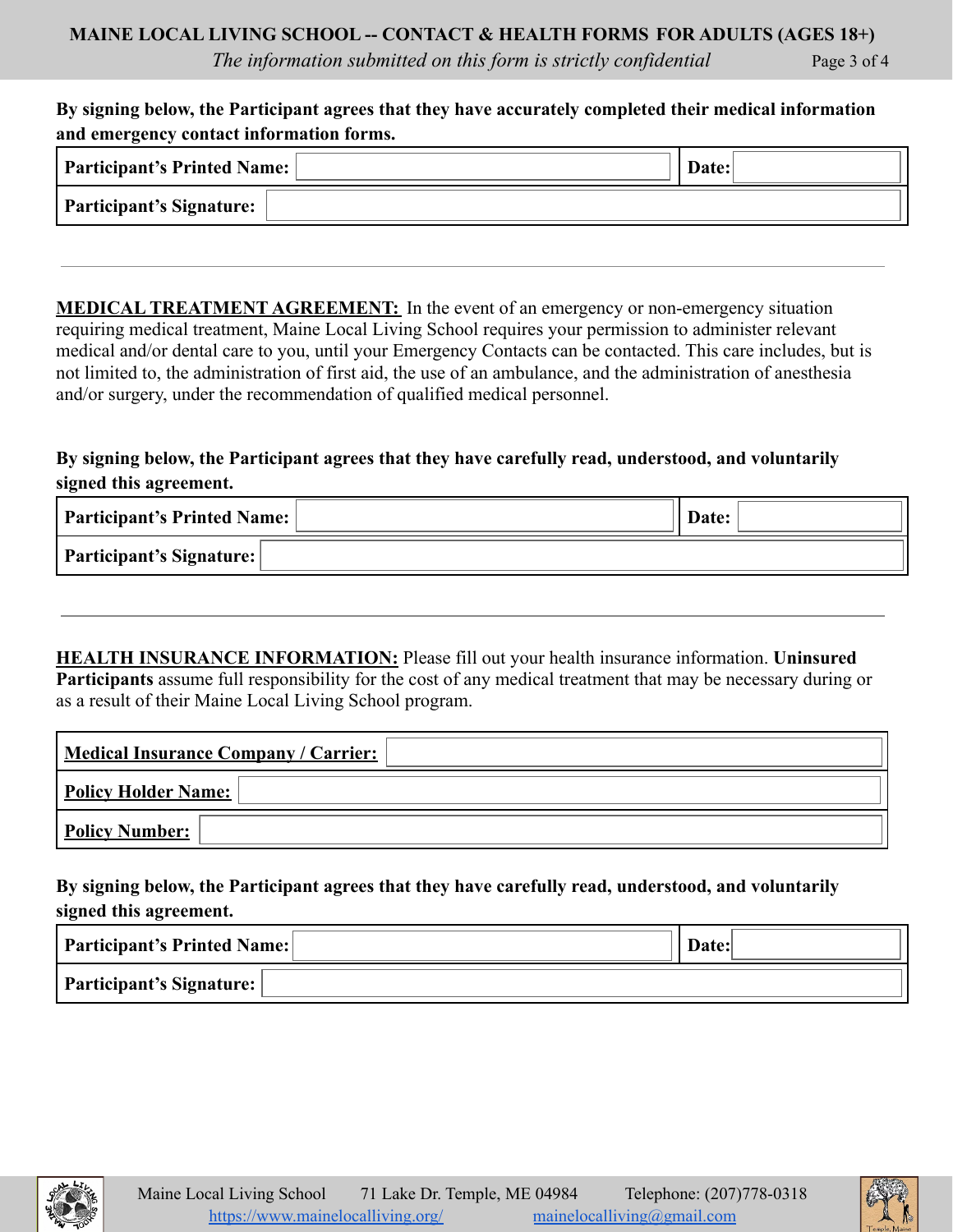**By signing below, the Participant agrees that they have accurately completed their medical information and emergency contact information forms.**

| | | | |
|---|---|---|---|
| **Participant's Printed Name:** | | **Date:** | |
| **Participant's Signature:** | | | |

---

**MEDICAL TREATMENT AGREEMENT:** In the event of an emergency or non-emergency situation requiring medical treatment, Maine Local Living School requires your permission to administer relevant medical and/or dental care to you, until your Emergency Contacts can be contacted. This care includes, but is not limited to, the administration of first aid, the use of an ambulance, and the administration of anesthesia and/or surgery, under the recommendation of qualified medical personnel.

**By signing below, the Participant agrees that they have carefully read, understood, and voluntarily signed this agreement.**

| | | | |
|---|---|---|---|
| **Participant's Printed Name:** | | **Date:** | |
| **Participant's Signature:** | | | |

---

**HEALTH INSURANCE INFORMATION:** Please fill out your health insurance information. **Uninsured Participants** assume full responsibility for the cost of any medical treatment that may be necessary during or as a result of their Maine Local Living School program.

| | |
|---|---|
| **Medical Insurance Company / Carrier:** | |
| **Policy Holder Name:** | |
| **Policy Number:** | |

**By signing below, the Participant agrees that they have carefully read, understood, and voluntarily signed this agreement.**

| | | | |
|---|---|---|---|
| **Participant's Printed Name:** | | **Date:** | |
| **Participant's Signature:** | | | |

Maine Local Living School 71 Lake Dr. Temple, ME 04984 Telephone: (207)778-0318
https://www.mainelocalliving.org/ mainelocalliving@gmail.com